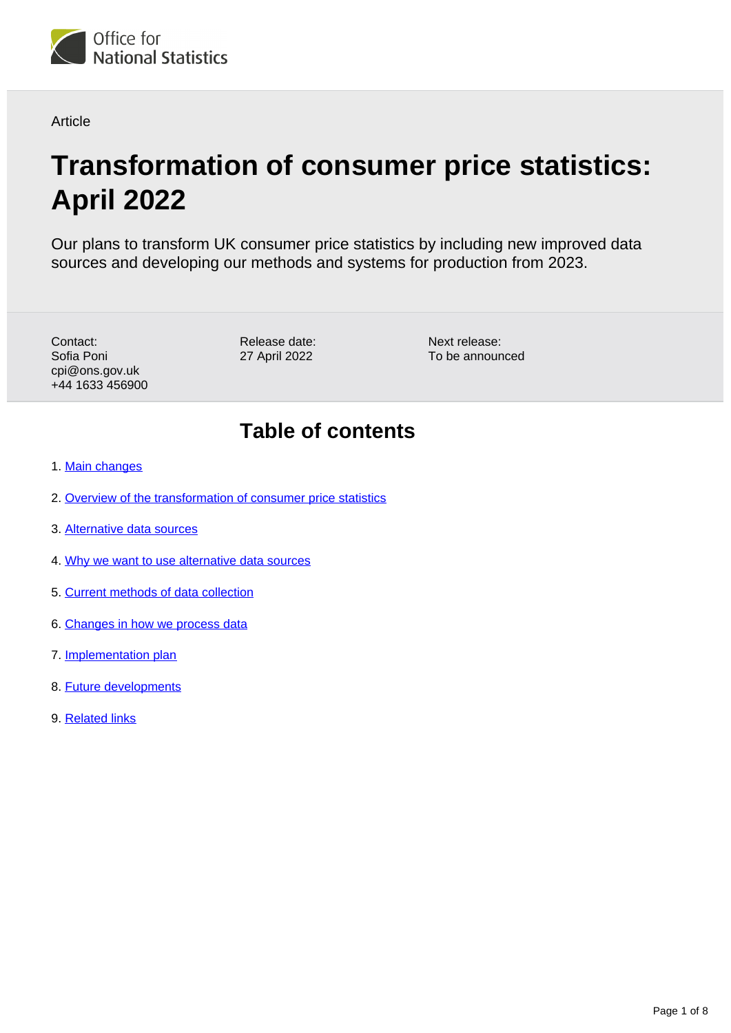Office for National Statistics

Article

# Transformation of consumer price statistics: April 2022

Our plans to transform UK consumer price statistics by including new improved data sources and developing our methods and systems for production from 2023.

Contact:
Sofia Poni
cpi@ons.gov.uk
+44 1633 456900

Release date:
27 April 2022

Next release:
To be announced

## Table of contents

1. Main changes
2. Overview of the transformation of consumer price statistics
3. Alternative data sources
4. Why we want to use alternative data sources
5. Current methods of data collection
6. Changes in how we process data
7. Implementation plan
8. Future developments
9. Related links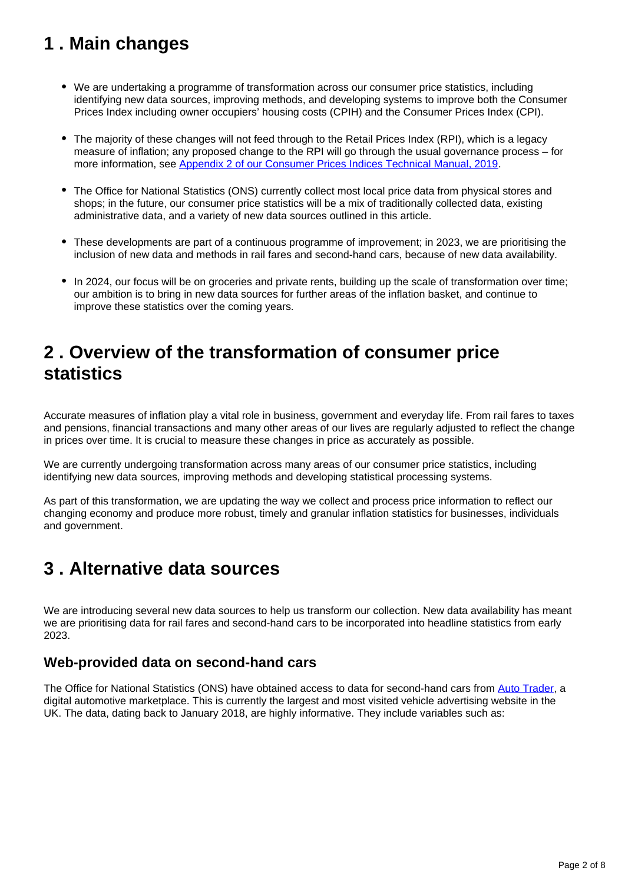## 1 . Main changes

- We are undertaking a programme of transformation across our consumer price statistics, including identifying new data sources, improving methods, and developing systems to improve both the Consumer Prices Index including owner occupiers' housing costs (CPIH) and the Consumer Prices Index (CPI).
- The majority of these changes will not feed through to the Retail Prices Index (RPI), which is a legacy measure of inflation; any proposed change to the RPI will go through the usual governance process – for more information, see [Appendix 2 of our Consumer Prices Indices Technical Manual, 2019](#).
- The Office for National Statistics (ONS) currently collect most local price data from physical stores and shops; in the future, our consumer price statistics will be a mix of traditionally collected data, existing administrative data, and a variety of new data sources outlined in this article.
- These developments are part of a continuous programme of improvement; in 2023, we are prioritising the inclusion of new data and methods in rail fares and second-hand cars, because of new data availability.
- In 2024, our focus will be on groceries and private rents, building up the scale of transformation over time; our ambition is to bring in new data sources for further areas of the inflation basket, and continue to improve these statistics over the coming years.

## 2 . Overview of the transformation of consumer price statistics

Accurate measures of inflation play a vital role in business, government and everyday life. From rail fares to taxes and pensions, financial transactions and many other areas of our lives are regularly adjusted to reflect the change in prices over time. It is crucial to measure these changes in price as accurately as possible.

We are currently undergoing transformation across many areas of our consumer price statistics, including identifying new data sources, improving methods and developing statistical processing systems.

As part of this transformation, we are updating the way we collect and process price information to reflect our changing economy and produce more robust, timely and granular inflation statistics for businesses, individuals and government.

## 3 . Alternative data sources

We are introducing several new data sources to help us transform our collection. New data availability has meant we are prioritising data for rail fares and second-hand cars to be incorporated into headline statistics from early 2023.

### Web-provided data on second-hand cars

The Office for National Statistics (ONS) have obtained access to data for second-hand cars from [Auto Trader](#), a digital automotive marketplace. This is currently the largest and most visited vehicle advertising website in the UK. The data, dating back to January 2018, are highly informative. They include variables such as: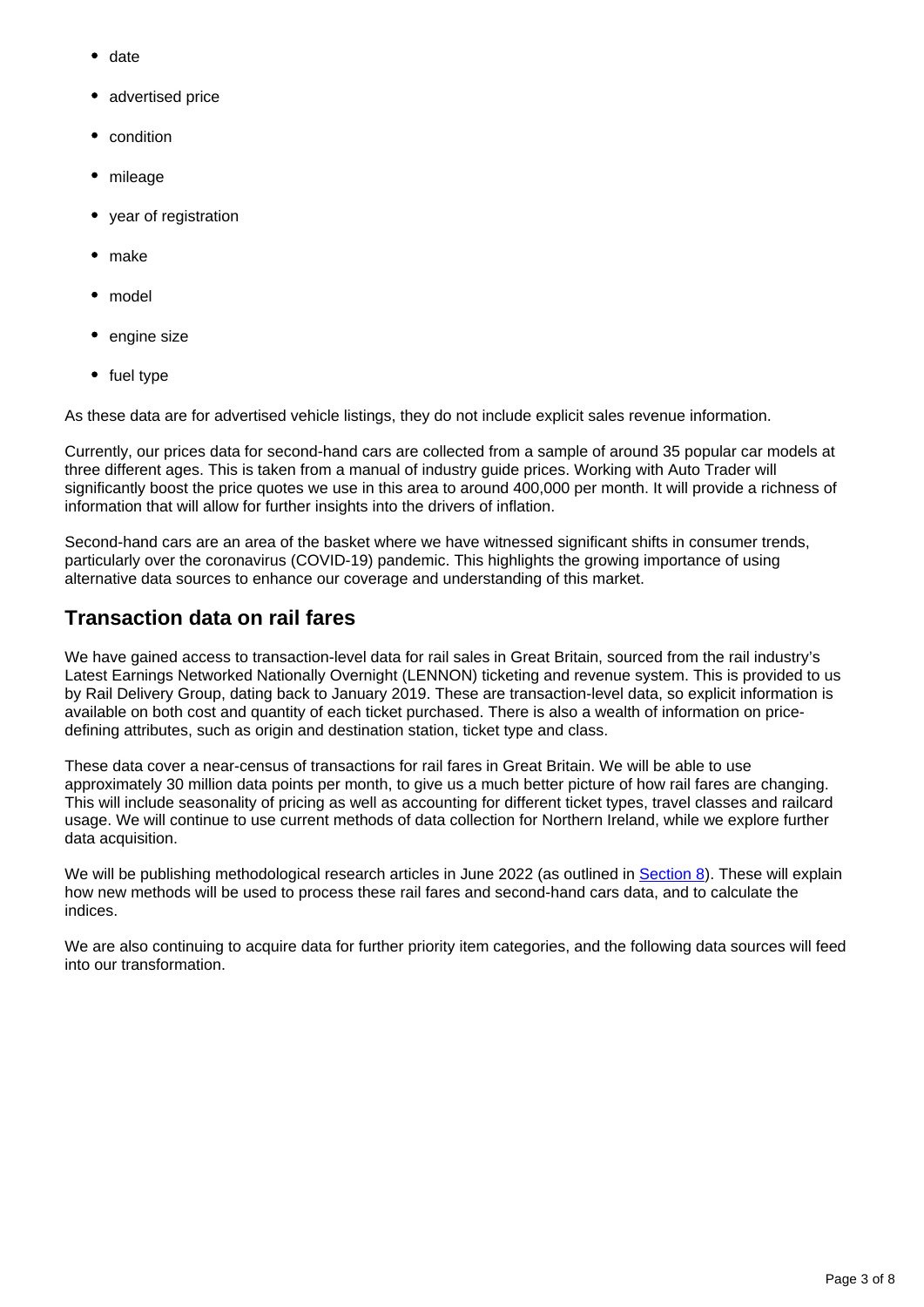- date
- advertised price
- condition
- mileage
- year of registration
- make
- model
- engine size
- fuel type

As these data are for advertised vehicle listings, they do not include explicit sales revenue information.

Currently, our prices data for second-hand cars are collected from a sample of around 35 popular car models at three different ages. This is taken from a manual of industry guide prices. Working with Auto Trader will significantly boost the price quotes we use in this area to around 400,000 per month. It will provide a richness of information that will allow for further insights into the drivers of inflation.

Second-hand cars are an area of the basket where we have witnessed significant shifts in consumer trends, particularly over the coronavirus (COVID-19) pandemic. This highlights the growing importance of using alternative data sources to enhance our coverage and understanding of this market.

## Transaction data on rail fares

We have gained access to transaction-level data for rail sales in Great Britain, sourced from the rail industry's Latest Earnings Networked Nationally Overnight (LENNON) ticketing and revenue system. This is provided to us by Rail Delivery Group, dating back to January 2019. These are transaction-level data, so explicit information is available on both cost and quantity of each ticket purchased. There is also a wealth of information on price-defining attributes, such as origin and destination station, ticket type and class.

These data cover a near-census of transactions for rail fares in Great Britain. We will be able to use approximately 30 million data points per month, to give us a much better picture of how rail fares are changing. This will include seasonality of pricing as well as accounting for different ticket types, travel classes and railcard usage. We will continue to use current methods of data collection for Northern Ireland, while we explore further data acquisition.

We will be publishing methodological research articles in June 2022 (as outlined in Section 8). These will explain how new methods will be used to process these rail fares and second-hand cars data, and to calculate the indices.

We are also continuing to acquire data for further priority item categories, and the following data sources will feed into our transformation.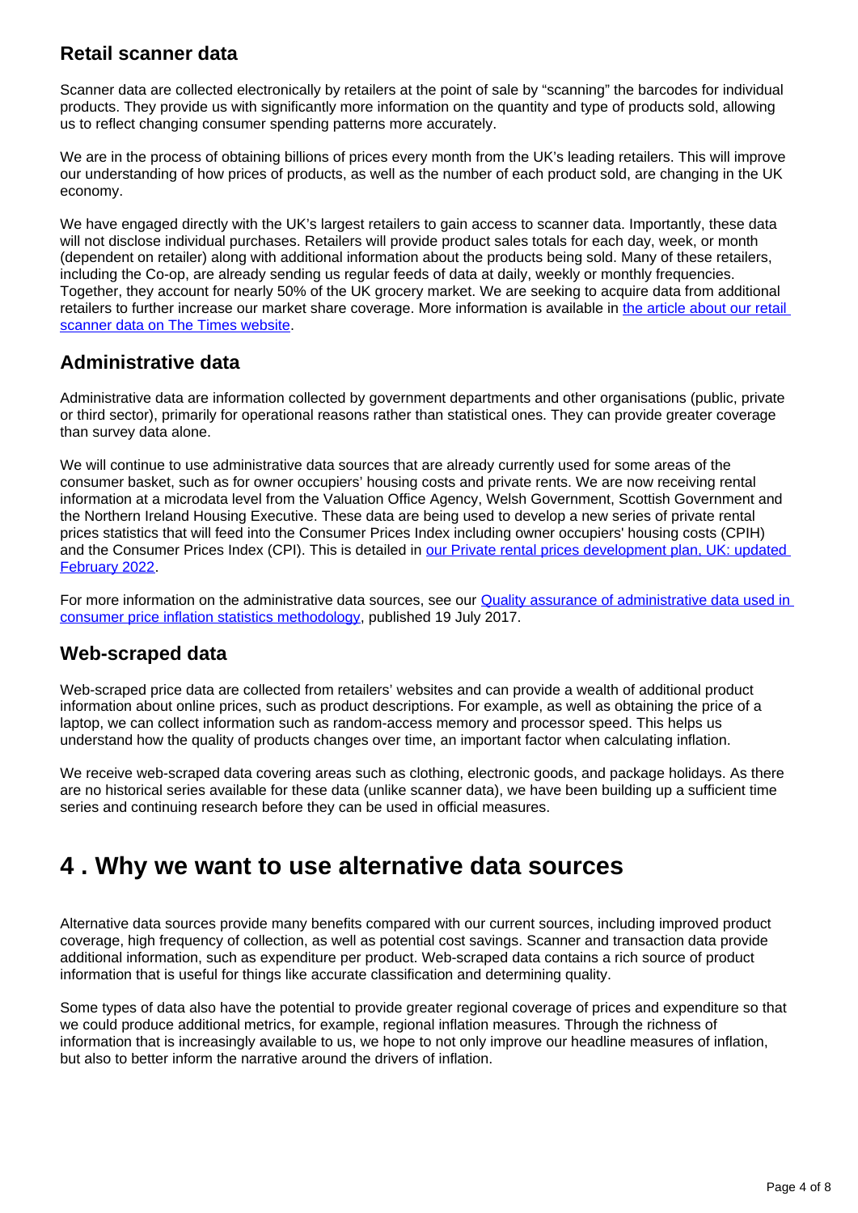### Retail scanner data

Scanner data are collected electronically by retailers at the point of sale by "scanning" the barcodes for individual products. They provide us with significantly more information on the quantity and type of products sold, allowing us to reflect changing consumer spending patterns more accurately.

We are in the process of obtaining billions of prices every month from the UK's leading retailers. This will improve our understanding of how prices of products, as well as the number of each product sold, are changing in the UK economy.

We have engaged directly with the UK's largest retailers to gain access to scanner data. Importantly, these data will not disclose individual purchases. Retailers will provide product sales totals for each day, week, or month (dependent on retailer) along with additional information about the products being sold. Many of these retailers, including the Co-op, are already sending us regular feeds of data at daily, weekly or monthly frequencies. Together, they account for nearly 50% of the UK grocery market. We are seeking to acquire data from additional retailers to further increase our market share coverage. More information is available in the article about our retail scanner data on The Times website.

### Administrative data

Administrative data are information collected by government departments and other organisations (public, private or third sector), primarily for operational reasons rather than statistical ones. They can provide greater coverage than survey data alone.

We will continue to use administrative data sources that are already currently used for some areas of the consumer basket, such as for owner occupiers' housing costs and private rents. We are now receiving rental information at a microdata level from the Valuation Office Agency, Welsh Government, Scottish Government and the Northern Ireland Housing Executive. These data are being used to develop a new series of private rental prices statistics that will feed into the Consumer Prices Index including owner occupiers' housing costs (CPIH) and the Consumer Prices Index (CPI). This is detailed in our Private rental prices development plan, UK: updated February 2022.

For more information on the administrative data sources, see our Quality assurance of administrative data used in consumer price inflation statistics methodology, published 19 July 2017.

### Web-scraped data

Web-scraped price data are collected from retailers' websites and can provide a wealth of additional product information about online prices, such as product descriptions. For example, as well as obtaining the price of a laptop, we can collect information such as random-access memory and processor speed. This helps us understand how the quality of products changes over time, an important factor when calculating inflation.

We receive web-scraped data covering areas such as clothing, electronic goods, and package holidays. As there are no historical series available for these data (unlike scanner data), we have been building up a sufficient time series and continuing research before they can be used in official measures.

## 4 . Why we want to use alternative data sources

Alternative data sources provide many benefits compared with our current sources, including improved product coverage, high frequency of collection, as well as potential cost savings. Scanner and transaction data provide additional information, such as expenditure per product. Web-scraped data contains a rich source of product information that is useful for things like accurate classification and determining quality.

Some types of data also have the potential to provide greater regional coverage of prices and expenditure so that we could produce additional metrics, for example, regional inflation measures. Through the richness of information that is increasingly available to us, we hope to not only improve our headline measures of inflation, but also to better inform the narrative around the drivers of inflation.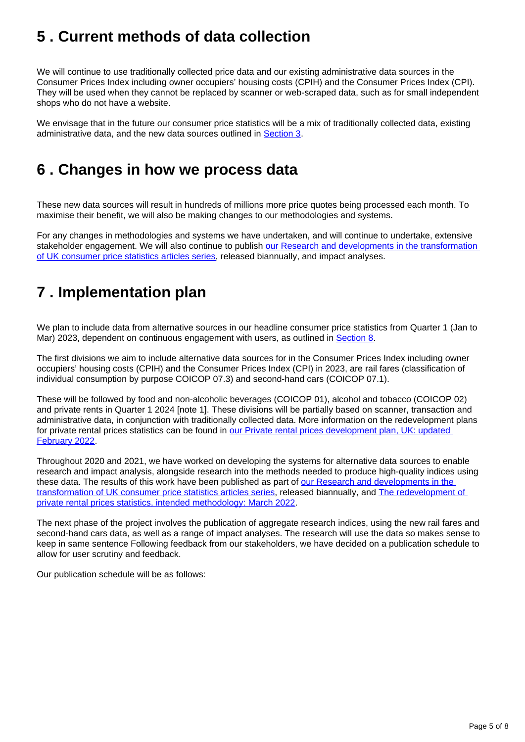## 5 . Current methods of data collection

We will continue to use traditionally collected price data and our existing administrative data sources in the Consumer Prices Index including owner occupiers' housing costs (CPIH) and the Consumer Prices Index (CPI). They will be used when they cannot be replaced by scanner or web-scraped data, such as for small independent shops who do not have a website.

We envisage that in the future our consumer price statistics will be a mix of traditionally collected data, existing administrative data, and the new data sources outlined in Section 3.

## 6 . Changes in how we process data

These new data sources will result in hundreds of millions more price quotes being processed each month. To maximise their benefit, we will also be making changes to our methodologies and systems.

For any changes in methodologies and systems we have undertaken, and will continue to undertake, extensive stakeholder engagement. We will also continue to publish our Research and developments in the transformation of UK consumer price statistics articles series, released biannually, and impact analyses.

## 7 . Implementation plan

We plan to include data from alternative sources in our headline consumer price statistics from Quarter 1 (Jan to Mar) 2023, dependent on continuous engagement with users, as outlined in Section 8.

The first divisions we aim to include alternative data sources for in the Consumer Prices Index including owner occupiers' housing costs (CPIH) and the Consumer Prices Index (CPI) in 2023, are rail fares (classification of individual consumption by purpose COICOP 07.3) and second-hand cars (COICOP 07.1).

These will be followed by food and non-alcoholic beverages (COICOP 01), alcohol and tobacco (COICOP 02) and private rents in Quarter 1 2024 [note 1]. These divisions will be partially based on scanner, transaction and administrative data, in conjunction with traditionally collected data. More information on the redevelopment plans for private rental prices statistics can be found in our Private rental prices development plan, UK: updated February 2022.

Throughout 2020 and 2021, we have worked on developing the systems for alternative data sources to enable research and impact analysis, alongside research into the methods needed to produce high-quality indices using these data. The results of this work have been published as part of our Research and developments in the transformation of UK consumer price statistics articles series, released biannually, and The redevelopment of private rental prices statistics, intended methodology: March 2022.

The next phase of the project involves the publication of aggregate research indices, using the new rail fares and second-hand cars data, as well as a range of impact analyses. The research will use the data so makes sense to keep in same sentence Following feedback from our stakeholders, we have decided on a publication schedule to allow for user scrutiny and feedback.

Our publication schedule will be as follows: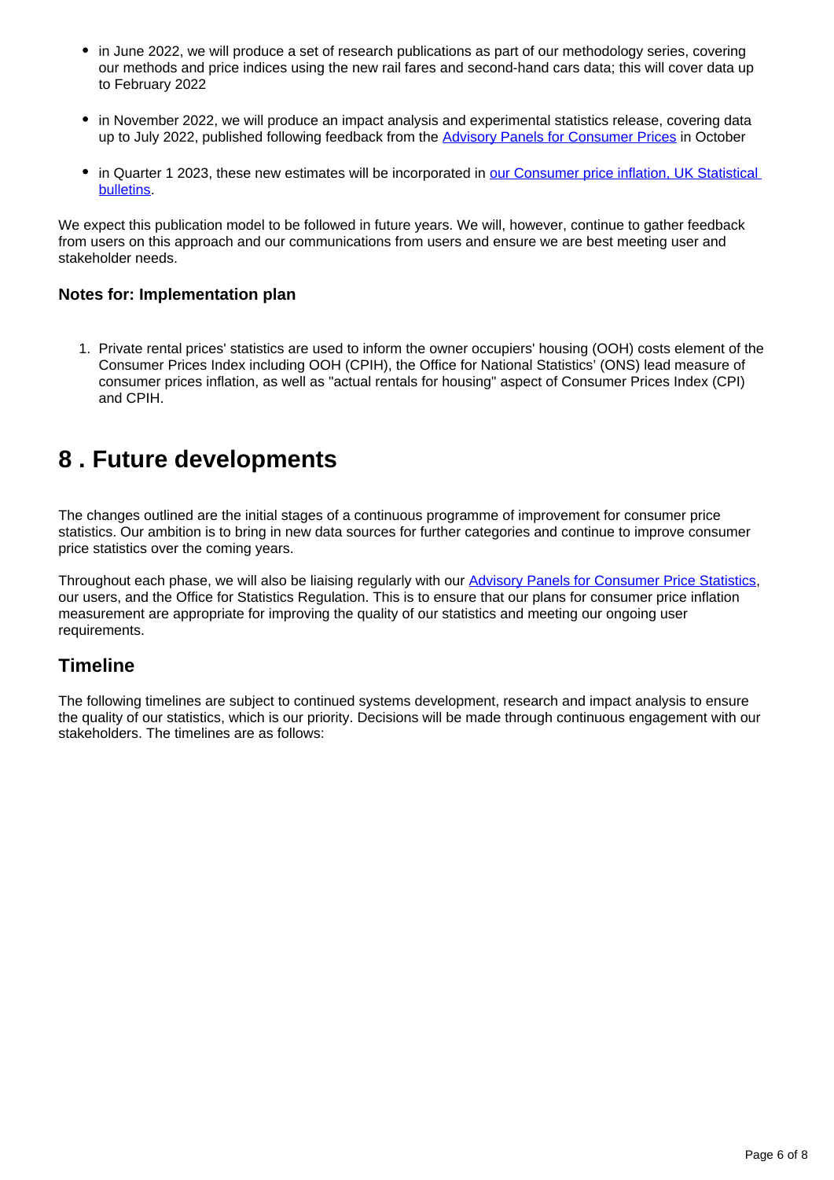- in June 2022, we will produce a set of research publications as part of our methodology series, covering our methods and price indices using the new rail fares and second-hand cars data; this will cover data up to February 2022
- in November 2022, we will produce an impact analysis and experimental statistics release, covering data up to July 2022, published following feedback from the [Advisory Panels for Consumer Prices]() in October
- in Quarter 1 2023, these new estimates will be incorporated in [our Consumer price inflation, UK Statistical bulletins]().

We expect this publication model to be followed in future years. We will, however, continue to gather feedback from users on this approach and our communications from users and ensure we are best meeting user and stakeholder needs.

### Notes for: Implementation plan

1. Private rental prices' statistics are used to inform the owner occupiers' housing (OOH) costs element of the Consumer Prices Index including OOH (CPIH), the Office for National Statistics' (ONS) lead measure of consumer prices inflation, as well as "actual rentals for housing" aspect of Consumer Prices Index (CPI) and CPIH.

## 8 . Future developments

The changes outlined are the initial stages of a continuous programme of improvement for consumer price statistics. Our ambition is to bring in new data sources for further categories and continue to improve consumer price statistics over the coming years.

Throughout each phase, we will also be liaising regularly with our [Advisory Panels for Consumer Price Statistics](), our users, and the Office for Statistics Regulation. This is to ensure that our plans for consumer price inflation measurement are appropriate for improving the quality of our statistics and meeting our ongoing user requirements.

### Timeline

The following timelines are subject to continued systems development, research and impact analysis to ensure the quality of our statistics, which is our priority. Decisions will be made through continuous engagement with our stakeholders. The timelines are as follows: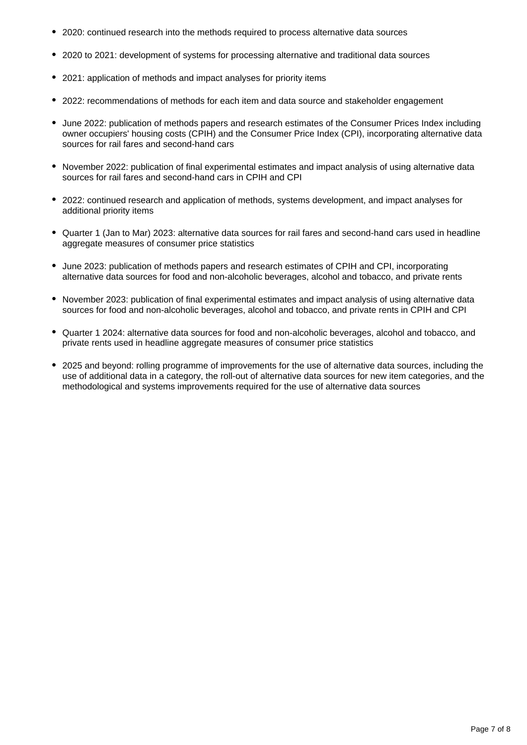- 2020: continued research into the methods required to process alternative data sources
- 2020 to 2021: development of systems for processing alternative and traditional data sources
- 2021: application of methods and impact analyses for priority items
- 2022: recommendations of methods for each item and data source and stakeholder engagement
- June 2022: publication of methods papers and research estimates of the Consumer Prices Index including owner occupiers' housing costs (CPIH) and the Consumer Price Index (CPI), incorporating alternative data sources for rail fares and second-hand cars
- November 2022: publication of final experimental estimates and impact analysis of using alternative data sources for rail fares and second-hand cars in CPIH and CPI
- 2022: continued research and application of methods, systems development, and impact analyses for additional priority items
- Quarter 1 (Jan to Mar) 2023: alternative data sources for rail fares and second-hand cars used in headline aggregate measures of consumer price statistics
- June 2023: publication of methods papers and research estimates of CPIH and CPI, incorporating alternative data sources for food and non-alcoholic beverages, alcohol and tobacco, and private rents
- November 2023: publication of final experimental estimates and impact analysis of using alternative data sources for food and non-alcoholic beverages, alcohol and tobacco, and private rents in CPIH and CPI
- Quarter 1 2024: alternative data sources for food and non-alcoholic beverages, alcohol and tobacco, and private rents used in headline aggregate measures of consumer price statistics
- 2025 and beyond: rolling programme of improvements for the use of alternative data sources, including the use of additional data in a category, the roll-out of alternative data sources for new item categories, and the methodological and systems improvements required for the use of alternative data sources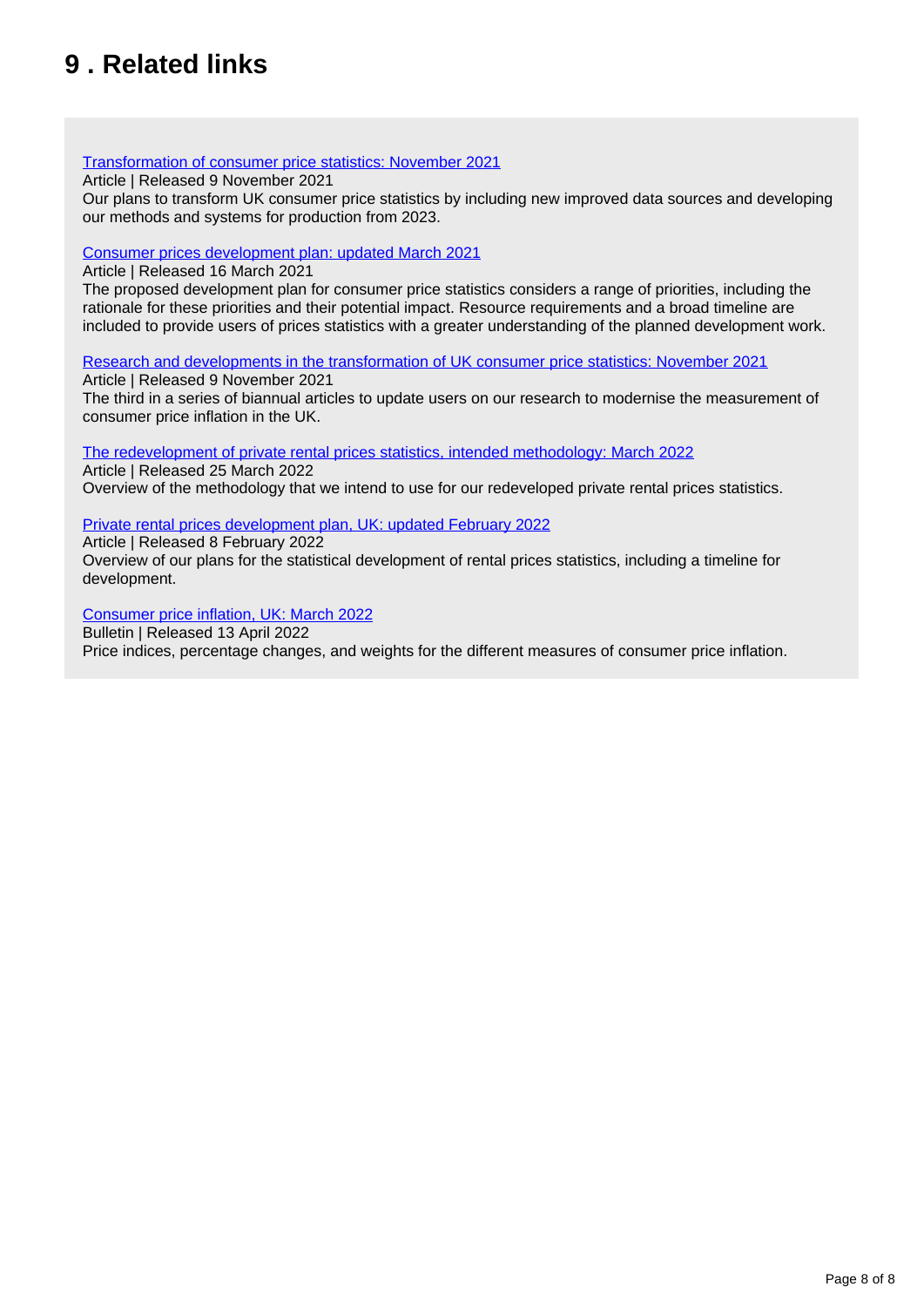# 9 . Related links

[Transformation of consumer price statistics: November 2021]
Article | Released 9 November 2021
Our plans to transform UK consumer price statistics by including new improved data sources and developing our methods and systems for production from 2023.

[Consumer prices development plan: updated March 2021]
Article | Released 16 March 2021
The proposed development plan for consumer price statistics considers a range of priorities, including the rationale for these priorities and their potential impact. Resource requirements and a broad timeline are included to provide users of prices statistics with a greater understanding of the planned development work.

[Research and developments in the transformation of UK consumer price statistics: November 2021]
Article | Released 9 November 2021
The third in a series of biannual articles to update users on our research to modernise the measurement of consumer price inflation in the UK.

[The redevelopment of private rental prices statistics, intended methodology: March 2022]
Article | Released 25 March 2022
Overview of the methodology that we intend to use for our redeveloped private rental prices statistics.

[Private rental prices development plan, UK: updated February 2022]
Article | Released 8 February 2022
Overview of our plans for the statistical development of rental prices statistics, including a timeline for development.

[Consumer price inflation, UK: March 2022]
Bulletin | Released 13 April 2022
Price indices, percentage changes, and weights for the different measures of consumer price inflation.